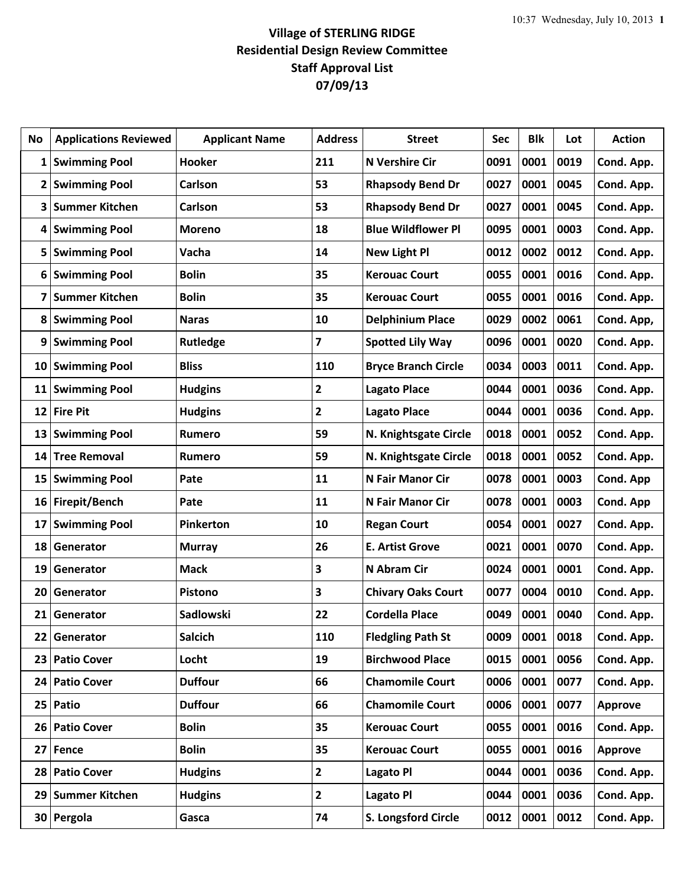**Village of STERLING RIDGE**
**Residential Design Review Committee**
**Staff Approval List**
**07/09/13**

| No | Applications Reviewed | Applicant Name | Address | Street | Sec | Blk | Lot | Action |
|---|---|---|---|---|---|---|---|---|
| 1 | Swimming Pool | Hooker | 211 | N Vershire Cir | 0091 | 0001 | 0019 | Cond. App. |
| 2 | Swimming Pool | Carlson | 53 | Rhapsody Bend Dr | 0027 | 0001 | 0045 | Cond. App. |
| 3 | Summer Kitchen | Carlson | 53 | Rhapsody Bend Dr | 0027 | 0001 | 0045 | Cond. App. |
| 4 | Swimming Pool | Moreno | 18 | Blue Wildflower Pl | 0095 | 0001 | 0003 | Cond. App. |
| 5 | Swimming Pool | Vacha | 14 | New Light Pl | 0012 | 0002 | 0012 | Cond. App. |
| 6 | Swimming Pool | Bolin | 35 | Kerouac Court | 0055 | 0001 | 0016 | Cond. App. |
| 7 | Summer Kitchen | Bolin | 35 | Kerouac Court | 0055 | 0001 | 0016 | Cond. App. |
| 8 | Swimming Pool | Naras | 10 | Delphinium Place | 0029 | 0002 | 0061 | Cond. App, |
| 9 | Swimming Pool | Rutledge | 7 | Spotted Lily Way | 0096 | 0001 | 0020 | Cond. App. |
| 10 | Swimming Pool | Bliss | 110 | Bryce Branch Circle | 0034 | 0003 | 0011 | Cond. App. |
| 11 | Swimming Pool | Hudgins | 2 | Lagato Place | 0044 | 0001 | 0036 | Cond. App. |
| 12 | Fire Pit | Hudgins | 2 | Lagato Place | 0044 | 0001 | 0036 | Cond. App. |
| 13 | Swimming Pool | Rumero | 59 | N. Knightsgate Circle | 0018 | 0001 | 0052 | Cond. App. |
| 14 | Tree Removal | Rumero | 59 | N. Knightsgate Circle | 0018 | 0001 | 0052 | Cond. App. |
| 15 | Swimming Pool | Pate | 11 | N Fair Manor Cir | 0078 | 0001 | 0003 | Cond. App |
| 16 | Firepit/Bench | Pate | 11 | N Fair Manor Cir | 0078 | 0001 | 0003 | Cond. App |
| 17 | Swimming Pool | Pinkerton | 10 | Regan Court | 0054 | 0001 | 0027 | Cond. App. |
| 18 | Generator | Murray | 26 | E. Artist Grove | 0021 | 0001 | 0070 | Cond. App. |
| 19 | Generator | Mack | 3 | N Abram Cir | 0024 | 0001 | 0001 | Cond. App. |
| 20 | Generator | Pistono | 3 | Chivary Oaks Court | 0077 | 0004 | 0010 | Cond. App. |
| 21 | Generator | Sadlowski | 22 | Cordella Place | 0049 | 0001 | 0040 | Cond. App. |
| 22 | Generator | Salcich | 110 | Fledgling Path St | 0009 | 0001 | 0018 | Cond. App. |
| 23 | Patio Cover | Locht | 19 | Birchwood Place | 0015 | 0001 | 0056 | Cond. App. |
| 24 | Patio Cover | Duffour | 66 | Chamomile Court | 0006 | 0001 | 0077 | Cond. App. |
| 25 | Patio | Duffour | 66 | Chamomile Court | 0006 | 0001 | 0077 | Approve |
| 26 | Patio Cover | Bolin | 35 | Kerouac Court | 0055 | 0001 | 0016 | Cond. App. |
| 27 | Fence | Bolin | 35 | Kerouac Court | 0055 | 0001 | 0016 | Approve |
| 28 | Patio Cover | Hudgins | 2 | Lagato Pl | 0044 | 0001 | 0036 | Cond. App. |
| 29 | Summer Kitchen | Hudgins | 2 | Lagato Pl | 0044 | 0001 | 0036 | Cond. App. |
| 30 | Pergola | Gasca | 74 | S. Longsford Circle | 0012 | 0001 | 0012 | Cond. App. |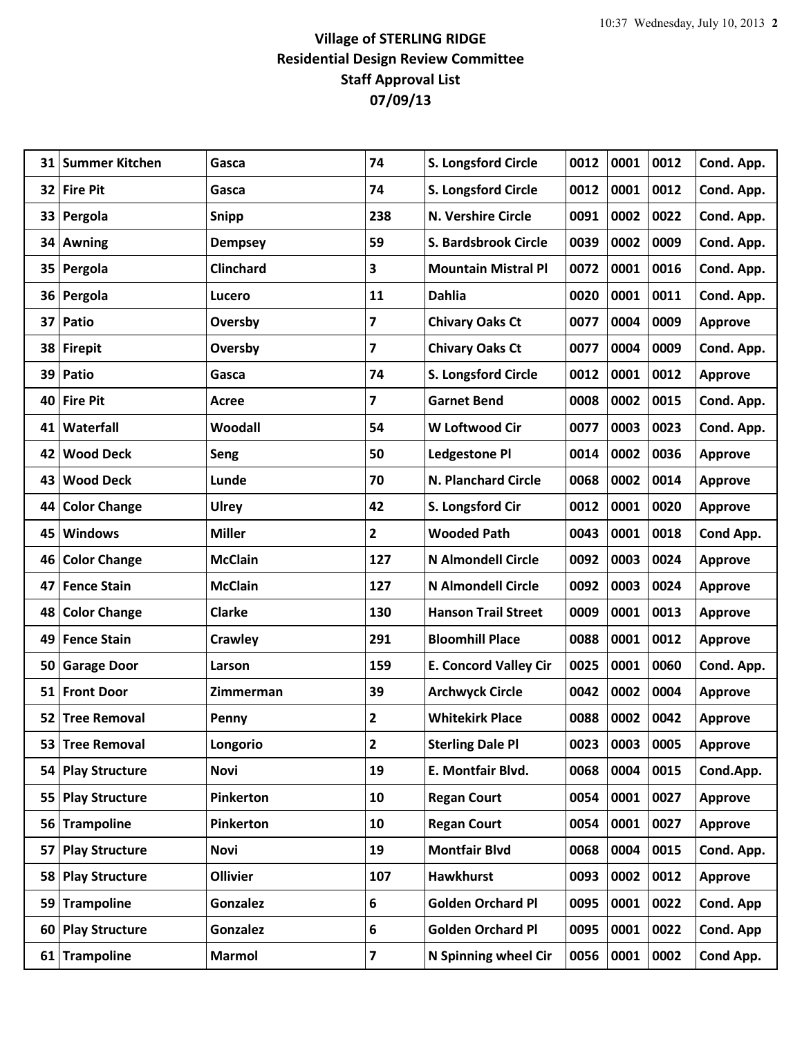**Village of STERLING RIDGE**
**Residential Design Review Committee**
**Staff Approval List**
**07/09/13**

| | | | | | | | | |
|---|---|---|---|---|---|---|---|---|
| 31 | Summer Kitchen | Gasca | 74 | S. Longsford Circle | 0012 | 0001 | 0012 | Cond. App. |
| 32 | Fire Pit | Gasca | 74 | S. Longsford Circle | 0012 | 0001 | 0012 | Cond. App. |
| 33 | Pergola | Snipp | 238 | N. Vershire Circle | 0091 | 0002 | 0022 | Cond. App. |
| 34 | Awning | Dempsey | 59 | S. Bardsbrook Circle | 0039 | 0002 | 0009 | Cond. App. |
| 35 | Pergola | Clinchard | 3 | Mountain Mistral Pl | 0072 | 0001 | 0016 | Cond. App. |
| 36 | Pergola | Lucero | 11 | Dahlia | 0020 | 0001 | 0011 | Cond. App. |
| 37 | Patio | Oversby | 7 | Chivary Oaks Ct | 0077 | 0004 | 0009 | Approve |
| 38 | Firepit | Oversby | 7 | Chivary Oaks Ct | 0077 | 0004 | 0009 | Cond. App. |
| 39 | Patio | Gasca | 74 | S. Longsford Circle | 0012 | 0001 | 0012 | Approve |
| 40 | Fire Pit | Acree | 7 | Garnet Bend | 0008 | 0002 | 0015 | Cond. App. |
| 41 | Waterfall | Woodall | 54 | W Loftwood Cir | 0077 | 0003 | 0023 | Cond. App. |
| 42 | Wood Deck | Seng | 50 | Ledgestone Pl | 0014 | 0002 | 0036 | Approve |
| 43 | Wood Deck | Lunde | 70 | N. Planchard Circle | 0068 | 0002 | 0014 | Approve |
| 44 | Color Change | Ulrey | 42 | S. Longsford Cir | 0012 | 0001 | 0020 | Approve |
| 45 | Windows | Miller | 2 | Wooded Path | 0043 | 0001 | 0018 | Cond App. |
| 46 | Color Change | McClain | 127 | N Almondell Circle | 0092 | 0003 | 0024 | Approve |
| 47 | Fence Stain | McClain | 127 | N Almondell Circle | 0092 | 0003 | 0024 | Approve |
| 48 | Color Change | Clarke | 130 | Hanson Trail Street | 0009 | 0001 | 0013 | Approve |
| 49 | Fence Stain | Crawley | 291 | Bloomhill Place | 0088 | 0001 | 0012 | Approve |
| 50 | Garage Door | Larson | 159 | E. Concord Valley Cir | 0025 | 0001 | 0060 | Cond. App. |
| 51 | Front Door | Zimmerman | 39 | Archwyck Circle | 0042 | 0002 | 0004 | Approve |
| 52 | Tree Removal | Penny | 2 | Whitekirk Place | 0088 | 0002 | 0042 | Approve |
| 53 | Tree Removal | Longorio | 2 | Sterling Dale Pl | 0023 | 0003 | 0005 | Approve |
| 54 | Play Structure | Novi | 19 | E. Montfair Blvd. | 0068 | 0004 | 0015 | Cond.App. |
| 55 | Play Structure | Pinkerton | 10 | Regan Court | 0054 | 0001 | 0027 | Approve |
| 56 | Trampoline | Pinkerton | 10 | Regan Court | 0054 | 0001 | 0027 | Approve |
| 57 | Play Structure | Novi | 19 | Montfair Blvd | 0068 | 0004 | 0015 | Cond. App. |
| 58 | Play Structure | Ollivier | 107 | Hawkhurst | 0093 | 0002 | 0012 | Approve |
| 59 | Trampoline | Gonzalez | 6 | Golden Orchard Pl | 0095 | 0001 | 0022 | Cond. App |
| 60 | Play Structure | Gonzalez | 6 | Golden Orchard Pl | 0095 | 0001 | 0022 | Cond. App |
| 61 | Trampoline | Marmol | 7 | N Spinning wheel Cir | 0056 | 0001 | 0002 | Cond App. |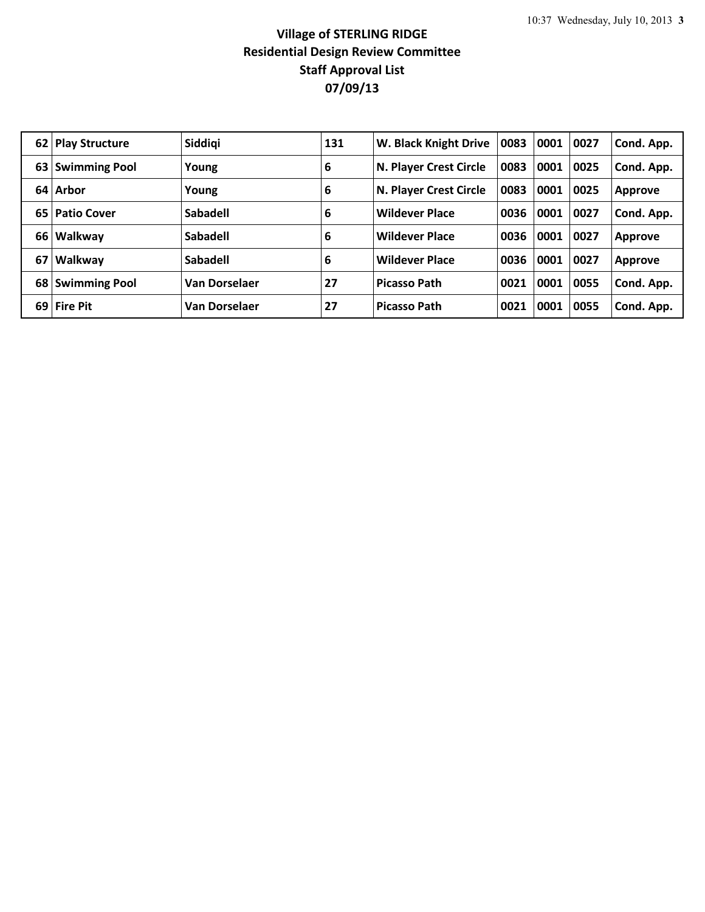**Village of STERLING RIDGE**
**Residential Design Review Committee**
**Staff Approval List**
**07/09/13**

| | | | | | | | | |
|---|---|---|---|---|---|---|---|---|
| 62 | Play Structure | Siddiqi | 131 | W. Black Knight Drive | 0083 | 0001 | 0027 | Cond. App. |
| 63 | Swimming Pool | Young | 6 | N. Player Crest Circle | 0083 | 0001 | 0025 | Cond. App. |
| 64 | Arbor | Young | 6 | N. Player Crest Circle | 0083 | 0001 | 0025 | Approve |
| 65 | Patio Cover | Sabadell | 6 | Wildever Place | 0036 | 0001 | 0027 | Cond. App. |
| 66 | Walkway | Sabadell | 6 | Wildever Place | 0036 | 0001 | 0027 | Approve |
| 67 | Walkway | Sabadell | 6 | Wildever Place | 0036 | 0001 | 0027 | Approve |
| 68 | Swimming Pool | Van Dorselaer | 27 | Picasso Path | 0021 | 0001 | 0055 | Cond. App. |
| 69 | Fire Pit | Van Dorselaer | 27 | Picasso Path | 0021 | 0001 | 0055 | Cond. App. |